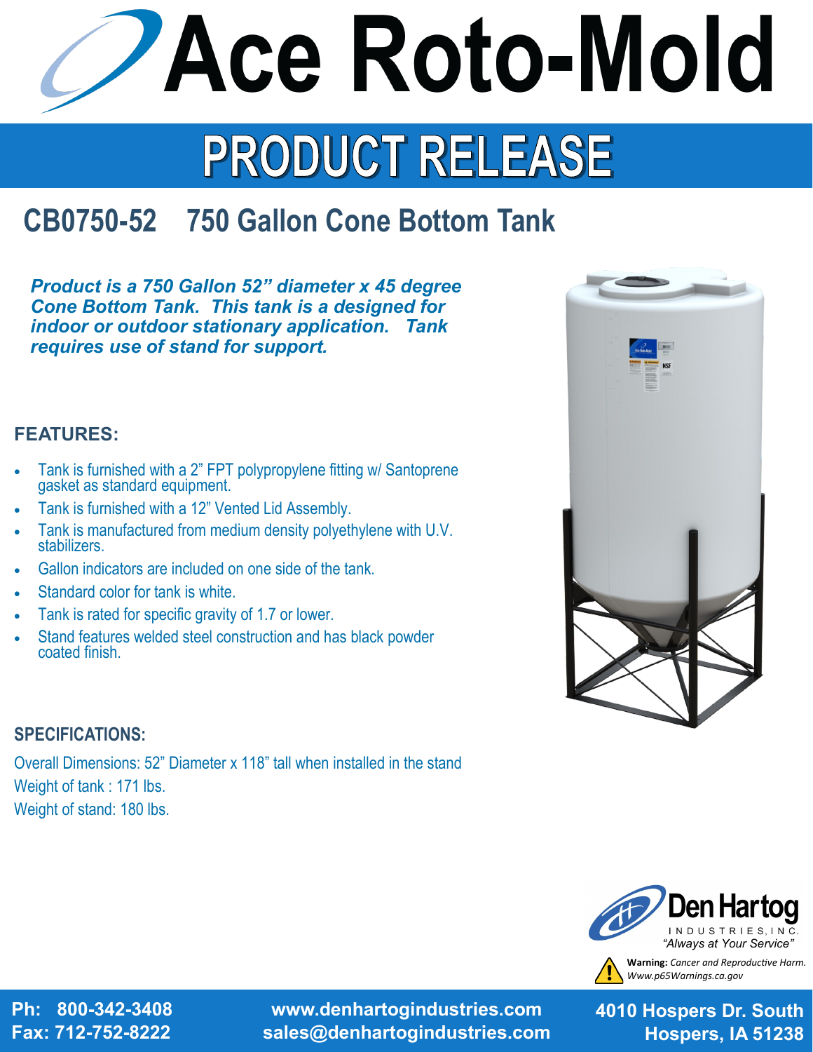# Ace Roto-Mold

## PRODUCT RELEASE

## CB0750-52 750 Gallon Cone Bottom Tank

***Product is a 750 Gallon 52" diameter x 45 degree Cone Bottom Tank. This tank is a designed for indoor or outdoor stationary application. Tank requires use of stand for support.***

### FEATURES:

- Tank is furnished with a 2" FPT polypropylene fitting w/ Santoprene gasket as standard equipment.
- Tank is furnished with a 12" Vented Lid Assembly.
- Tank is manufactured from medium density polyethylene with U.V. stabilizers.
- Gallon indicators are included on one side of the tank.
- Standard color for tank is white.
- Tank is rated for specific gravity of 1.7 or lower.
- Stand features welded steel construction and has black powder coated finish.

### SPECIFICATIONS:

Overall Dimensions: 52" Diameter x 118" tall when installed in the stand

Weight of tank : 171 lbs.

Weight of stand: 180 lbs.

**Den Hartog**
INDUSTRIES, INC.
*"Always at Your Service"*

**Warning:** *Cancer and Reproductive Harm. Www.p65Warnings.ca.gov*

**Ph: 800-342-3408**
**Fax: 712-752-8222**

**www.denhartogindustries.com**
**sales@denhartogindustries.com**

**4010 Hospers Dr. South**
**Hospers, IA 51238**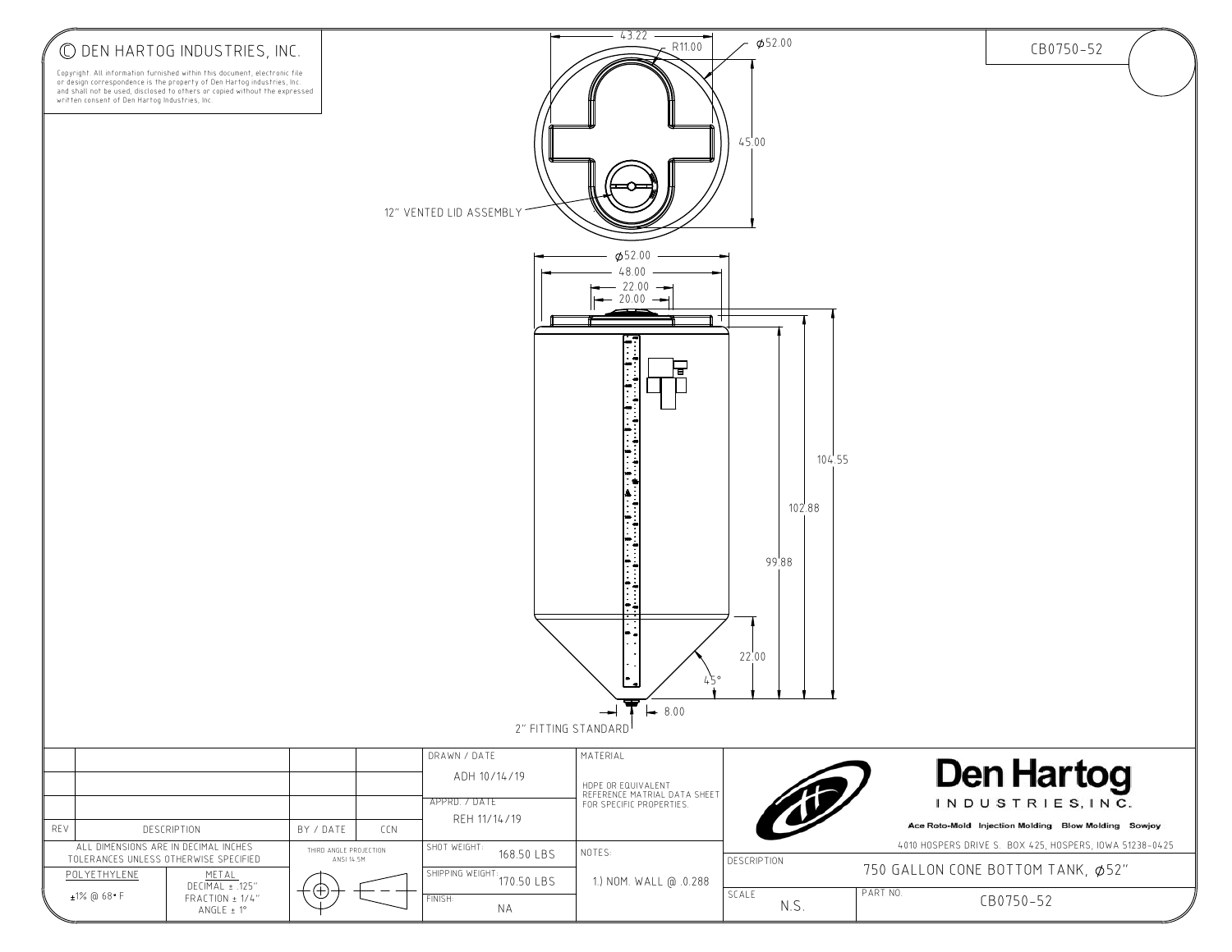© DEN HARTOG INDUSTRIES, INC.

Copyright. All information furnished within this document, electronic file or design correspondence is the property of Den Hartog Industries, Inc. and shall not be used, disclosed to others or copied without the expressed written consent of Den Hartog Industries, Inc.

CB0750-52

43.22

R11.00

ø52.00

45.00

12" VENTED LID ASSEMBLY

ø52.00

48.00

22.00

20.00

104.55

102.88

99.88

22.00

45°

8.00

2" FITTING STANDARD

| REV | DESCRIPTION | BY / DATE | CCN |
|---|---|---|---|
| | | | |
| | | | |
| | | | |

ALL DIMENSIONS ARE IN DECIMAL INCHES
TOLERANCES UNLESS OTHERWISE SPECIFIED

| POLYETHYLENE | METAL |
|---|---|
| ±1% @ 68° F | DECIMAL ± .125"<br>FRACTION ± 1/4"<br>ANGLE ± 1° |

THIRD ANGLE PROJECTION
ANSI 14.5M

| | |
|---|---|
| DRAWN / DATE | ADH 10/14/19 |
| APPRD. / DATE | REH 11/14/19 |
| SHOT WEIGHT: | 168.50 LBS |
| SHIPPING WEIGHT: | 170.50 LBS |
| FINISH: | NA |

MATERIAL

HDPE OR EQUIVALENT
REFERENCE MATRIAL DATA SHEET
FOR SPECIFIC PROPERTIES.

NOTES:

1.) NOM. WALL @ .0.288

**Den Hartog**
INDUSTRIES, INC.

Ace Roto-Mold Injection Molding Blow Molding Sowjoy

4010 HOSPERS DRIVE S. BOX 425, HOSPERS, IOWA 51238-0425

| | |
|---|---|
| DESCRIPTION | 750 GALLON CONE BOTTOM TANK, ø52" |
| SCALE | N.S. |
| PART NO. | CB0750-52 |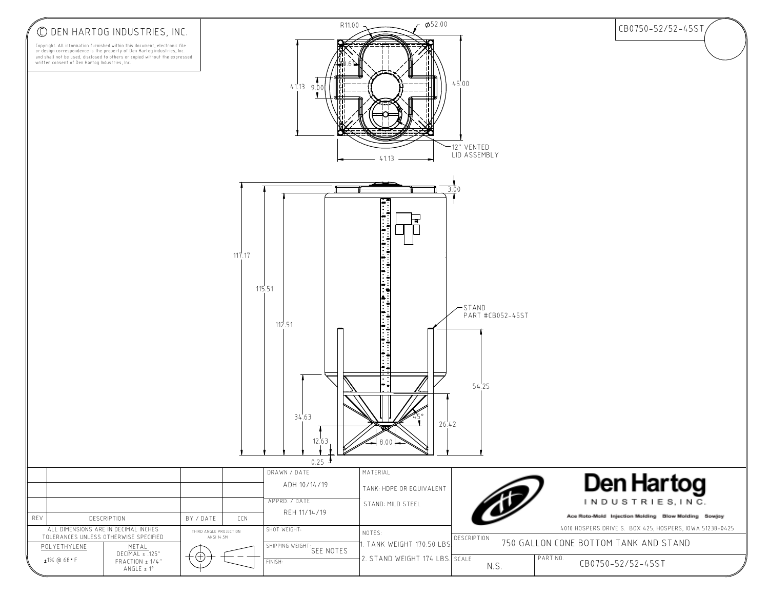© DEN HARTOG INDUSTRIES, INC.

Copyright. All information furnished within this document, electronic file or design correspondence is the property of Den Hartog industries, Inc. and shall not be used, disclosed to others or copied without the expressed written consent of Den Hartog Industries, Inc.

CB0750-52/52-45ST

R11.00

⌀52.00

41.13

9.00

0.67

45.00

12" VENTED LID ASSEMBLY

41.13

3.00

117.17

115.51

112.51

STAND PART #CB052-45ST

54.25

34.63

45°

26.42

12.63

8.00

0.25

| REV | DESCRIPTION | BY / DATE | CCN |
|---|---|---|---|
| | | | |
| | | | |
| | | | |

ALL DIMENSIONS ARE IN DECIMAL INCHES TOLERANCES UNLESS OTHERWISE SPECIFIED

| POLYETHYLENE | METAL |
|---|---|
| ±1% @ 68° F | DECIMAL ± .125" FRACTION ± 1/4" ANGLE ± 1° |

THIRD ANGLE PROJECTION ANSI 14.5M

DRAWN / DATE: ADH 10/14/19

APPRD. / DATE: REH 11/14/19

SHOT WEIGHT:

SHIPPING WEIGHT: SEE NOTES

FINISH:

MATERIAL

TANK: HDPE OR EQUIVALENT

STAND: MILD STEEL

NOTES:

1. TANK WEIGHT 170.50 LBS
2. STAND WEIGHT 174 LBS.

Den Hartog INDUSTRIES, INC.

Ace Roto-Mold Injection Molding Blow Molding Sowjoy

4010 HOSPERS DRIVE S. BOX 425, HOSPERS, IOWA 51238-0425

DESCRIPTION: 750 GALLON CONE BOTTOM TANK AND STAND

SCALE: N.S.

PART NO. CB0750-52/52-45ST